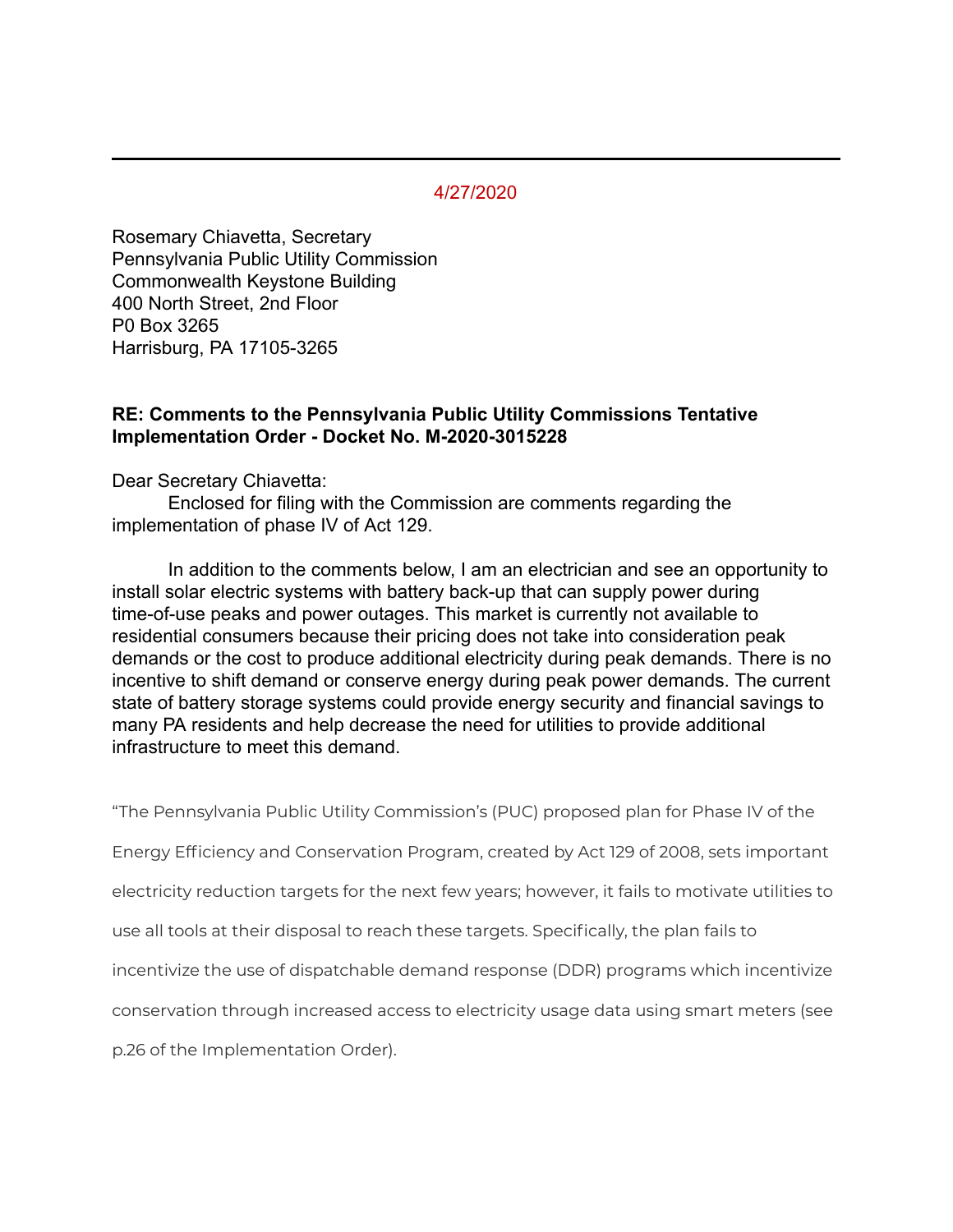4/27/2020

Rosemary Chiavetta, Secretary
Pennsylvania Public Utility Commission
Commonwealth Keystone Building
400 North Street, 2nd Floor
P0 Box 3265
Harrisburg, PA 17105-3265

**RE: Comments to the Pennsylvania Public Utility Commissions Tentative Implementation Order - Docket No. M-2020-3015228**

Dear Secretary Chiavetta:

Enclosed for filing with the Commission are comments regarding the implementation of phase IV of Act 129.

In addition to the comments below, I am an electrician and see an opportunity to install solar electric systems with battery back-up that can supply power during time-of-use peaks and power outages. This market is currently not available to residential consumers because their pricing does not take into consideration peak demands or the cost to produce additional electricity during peak demands. There is no incentive to shift demand or conserve energy during peak power demands. The current state of battery storage systems could provide energy security and financial savings to many PA residents and help decrease the need for utilities to provide additional infrastructure to meet this demand.

"The Pennsylvania Public Utility Commission's (PUC) proposed plan for Phase IV of the Energy Efficiency and Conservation Program, created by Act 129 of 2008, sets important electricity reduction targets for the next few years; however, it fails to motivate utilities to use all tools at their disposal to reach these targets. Specifically, the plan fails to incentivize the use of dispatchable demand response (DDR) programs which incentivize conservation through increased access to electricity usage data using smart meters (see p.26 of the Implementation Order).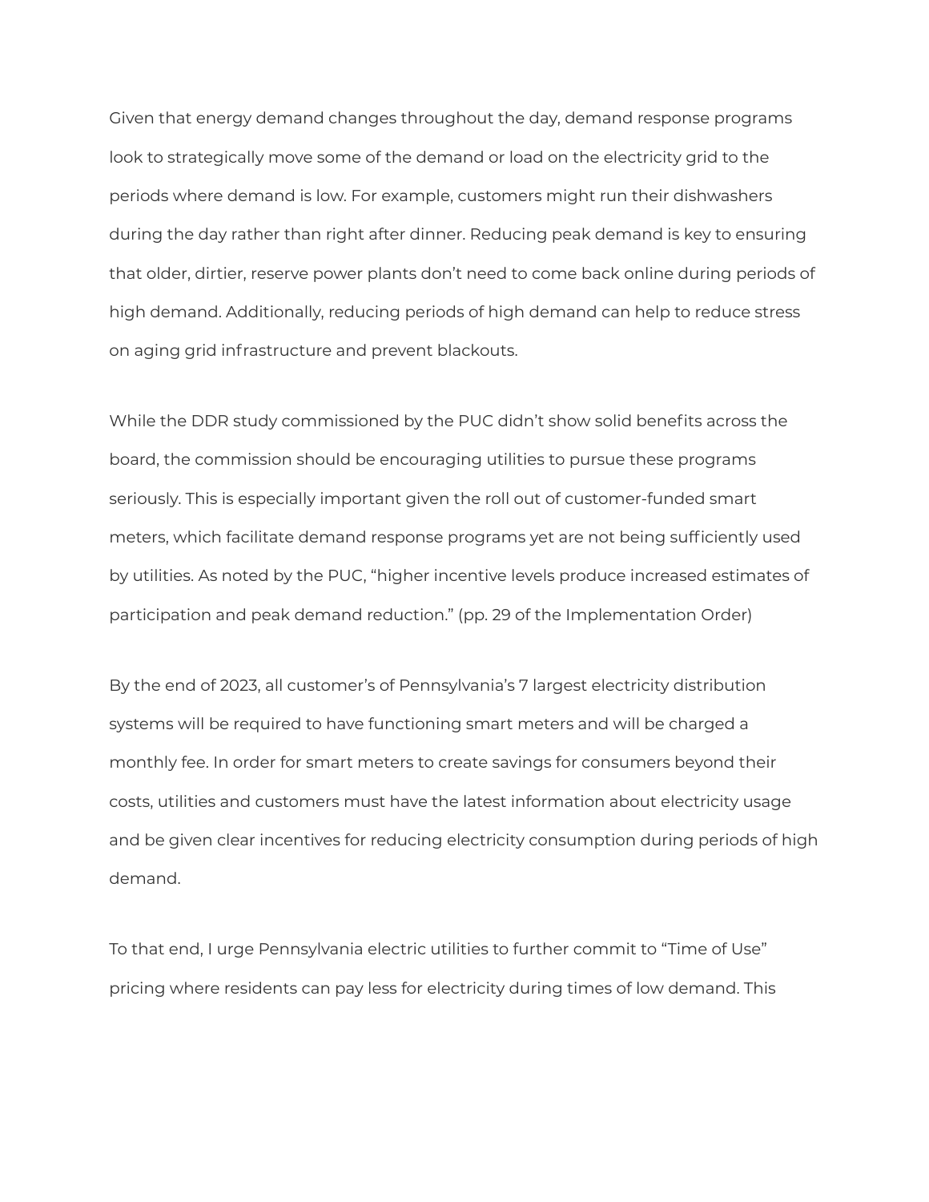Given that energy demand changes throughout the day, demand response programs look to strategically move some of the demand or load on the electricity grid to the periods where demand is low. For example, customers might run their dishwashers during the day rather than right after dinner. Reducing peak demand is key to ensuring that older, dirtier, reserve power plants don't need to come back online during periods of high demand. Additionally, reducing periods of high demand can help to reduce stress on aging grid infrastructure and prevent blackouts.

While the DDR study commissioned by the PUC didn't show solid benefits across the board, the commission should be encouraging utilities to pursue these programs seriously. This is especially important given the roll out of customer-funded smart meters, which facilitate demand response programs yet are not being sufficiently used by utilities. As noted by the PUC, "higher incentive levels produce increased estimates of participation and peak demand reduction." (pp. 29 of the Implementation Order)

By the end of 2023, all customer's of Pennsylvania's 7 largest electricity distribution systems will be required to have functioning smart meters and will be charged a monthly fee. In order for smart meters to create savings for consumers beyond their costs, utilities and customers must have the latest information about electricity usage and be given clear incentives for reducing electricity consumption during periods of high demand.

To that end, I urge Pennsylvania electric utilities to further commit to "Time of Use" pricing where residents can pay less for electricity during times of low demand. This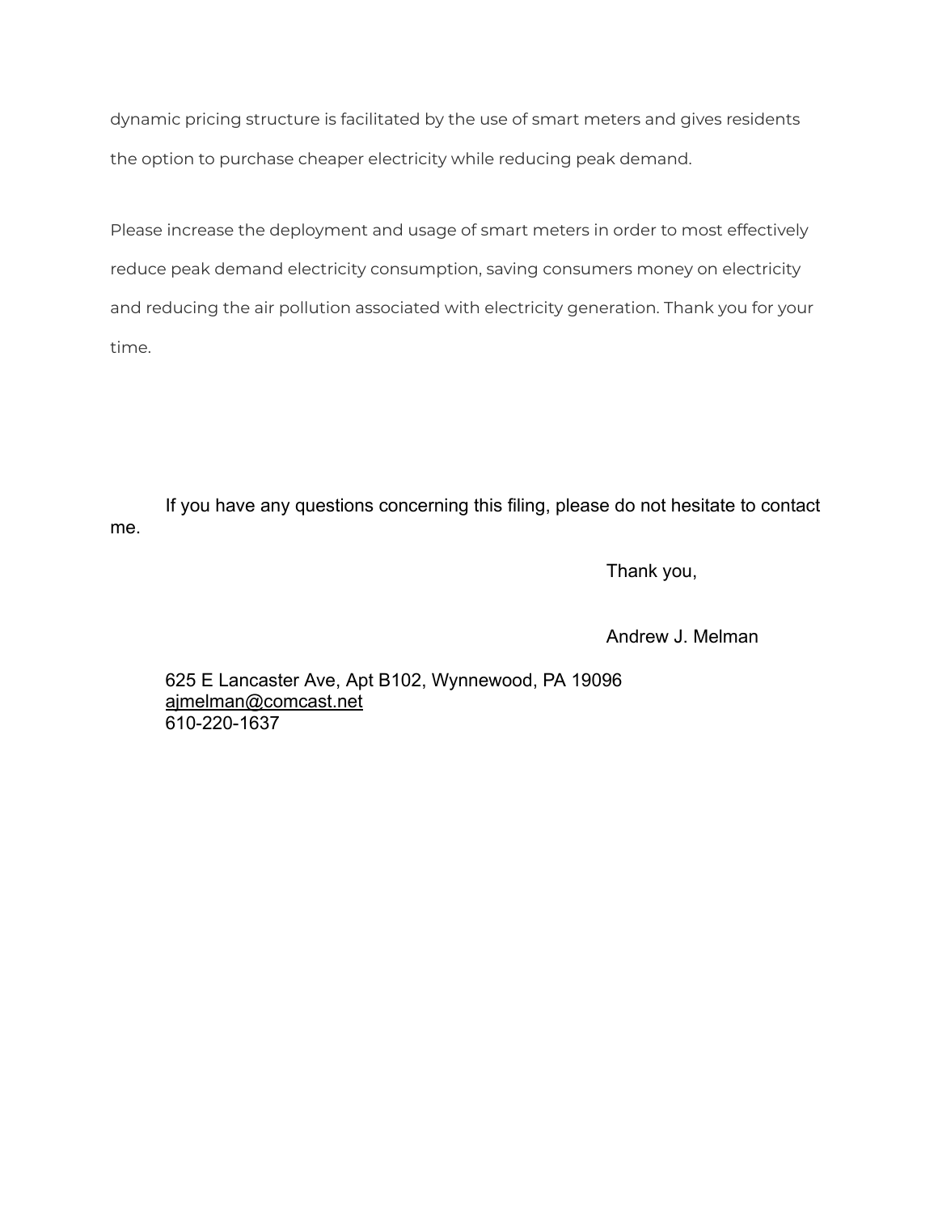dynamic pricing structure is facilitated by the use of smart meters and gives residents the option to purchase cheaper electricity while reducing peak demand.

Please increase the deployment and usage of smart meters in order to most effectively reduce peak demand electricity consumption, saving consumers money on electricity and reducing the air pollution associated with electricity generation. Thank you for your time.

If you have any questions concerning this filing, please do not hesitate to contact me.

Thank you,

Andrew J. Melman

625 E Lancaster Ave, Apt B102, Wynnewood, PA 19096
ajmelman@comcast.net
610-220-1637